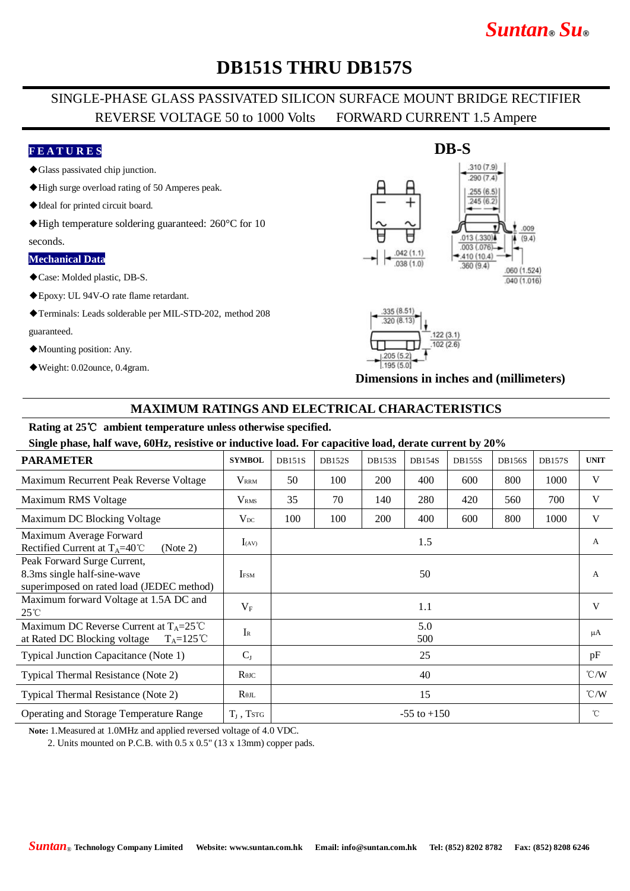Suntan® Su®

# DB151S THRU DB157S

SINGLE-PHASE GLASS PASSIVATED SILICON SURFACE MOUNT BRIDGE RECTIFIER
REVERSE VOLTAGE 50 to 1000 Volts FORWARD CURRENT 1.5 Ampere

### FEATURES

- ◆Glass passivated chip junction.
- ◆High surge overload rating of 50 Amperes peak.
- ◆Ideal for printed circuit board.
- ◆High temperature soldering guaranteed: 260°C for 10 seconds.

### Mechanical Data

- ◆Case: Molded plastic, DB-S.
- ◆Epoxy: UL 94V-O rate flame retardant.
- ◆Terminals: Leads solderable per MIL-STD-202, method 208 guaranteed.
- ◆Mounting position: Any.
- ◆Weight: 0.02ounce, 0.4gram.

**DB-S**

.310 (7.9) / .290 (7.4); .255 (6.5) / .245 (6.2); .009 (9.4); .013 (.330) / .003 (.076); .410 (10.4) / .360 (9.4); .060 (1.524) / .040 (1.016); .042 (1.1) / .038 (1.0); .335 (8.51) / .320 (8.13); .122 (3.1) / .102 (2.6); .205 (5.2) / .195 (5.0)

**Dimensions in inches and (millimeters)**

## MAXIMUM RATINGS AND ELECTRICAL CHARACTERISTICS

**Rating at 25℃ ambient temperature unless otherwise specified.**

**Single phase, half wave, 60Hz, resistive or inductive load. For capacitive load, derate current by 20%**

| PARAMETER | SYMBOL | DB151S | DB152S | DB153S | DB154S | DB155S | DB156S | DB157S | UNIT |
|---|---|---|---|---|---|---|---|---|---|
| Maximum Recurrent Peak Reverse Voltage | $V_{RRM}$ | 50 | 100 | 200 | 400 | 600 | 800 | 1000 | V |
| Maximum RMS Voltage | $V_{RMS}$ | 35 | 70 | 140 | 280 | 420 | 560 | 700 | V |
| Maximum DC Blocking Voltage | $V_{DC}$ | 100 | 100 | 200 | 400 | 600 | 800 | 1000 | V |
| Maximum Average Forward Rectified Current at $T_A$=40℃ (Note 2) | $I_{(AV)}$ | 1.5 | | | | | | | A |
| Peak Forward Surge Current, 8.3ms single half-sine-wave superimposed on rated load (JEDEC method) | $I_{FSM}$ | 50 | | | | | | | A |
| Maximum forward Voltage at 1.5A DC and 25℃ | $V_F$ | 1.1 | | | | | | | V |
| Maximum DC Reverse Current at $T_A$=25℃ at Rated DC Blocking voltage $T_A$=125℃ | $I_R$ | 5.0 / 500 | | | | | | | μA |
| Typical Junction Capacitance (Note 1) | $C_J$ | 25 | | | | | | | pF |
| Typical Thermal Resistance (Note 2) | $R_{\theta JC}$ | 40 | | | | | | | ℃/W |
| Typical Thermal Resistance (Note 2) | $R_{\theta JL}$ | 15 | | | | | | | ℃/W |
| Operating and Storage Temperature Range | $T_J$ , $T_{STG}$ | -55 to +150 | | | | | | | ℃ |

**Note:** 1.Measured at 1.0MHz and applied reversed voltage of 4.0 VDC.
2. Units mounted on P.C.B. with 0.5 x 0.5" (13 x 13mm) copper pads.

Suntan® Technology Company Limited Website: www.suntan.com.hk Email: info@suntan.com.hk Tel: (852) 8202 8782 Fax: (852) 8208 6246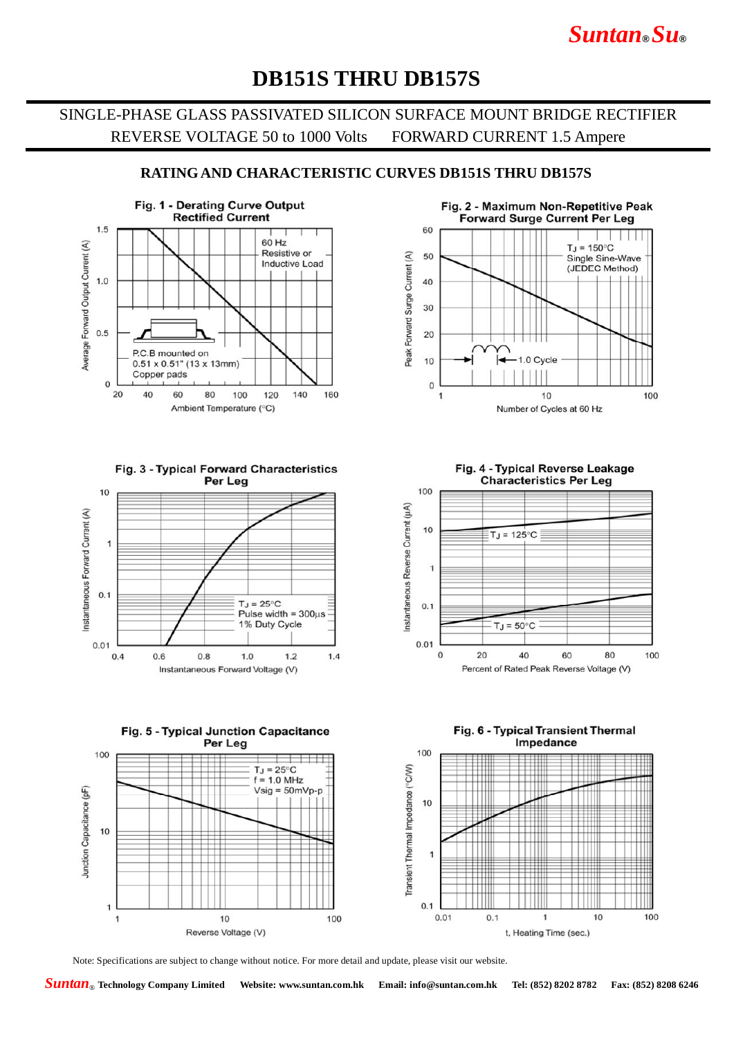# DB151S THRU DB157S

SINGLE-PHASE GLASS PASSIVATED SILICON SURFACE MOUNT BRIDGE RECTIFIER
REVERSE VOLTAGE 50 to 1000 Volts FORWARD CURRENT 1.5 Ampere

## RATING AND CHARACTERISTIC CURVES DB151S THRU DB157S

**Fig. 1 - Derating Curve Output Rectified Current**

Average Forward Output Current (A)
1.5
1.0
0.5
0
20 40 60 80 100 120 140 160
Ambient Temperature (°C)
60 Hz
Resistive or
Inductive Load
P.C.B mounted on
0.51 x 0.51" (13 x 13mm)
Copper pads

**Fig. 2 - Maximum Non-Repetitive Peak Forward Surge Current Per Leg**

Peak Forward Surge Current (A)
60
50
40
30
20
10
0
1 10 100
Number of Cycles at 60 Hz
$T_J$ = 150°C
Single Sine-Wave
(JEDEC Method)
1.0 Cycle

**Fig. 3 - Typical Forward Characteristics Per Leg**

Instantaneous Forward Current (A)
10
1
0.1
0.01
0.4 0.6 0.8 1.0 1.2 1.4
Instantaneous Forward Voltage (V)
$T_J$ = 25°C
Pulse width = 300µs
1% Duty Cycle

**Fig. 4 - Typical Reverse Leakage Characteristics Per Leg**

Instantaneous Reverse Current (µA)
100
10
1
0.1
0.01
0 20 40 60 80 100
Percent of Rated Peak Reverse Voltage (V)
$T_J$ = 125°C
$T_J$ = 50°C

**Fig. 5 - Typical Junction Capacitance Per Leg**

Junction Capacitance (pF)
100
10
1
1 10 100
Reverse Voltage (V)
$T_J$ = 25°C
f = 1.0 MHz
Vsig = 50mVp-p

**Fig. 6 - Typical Transient Thermal Impedance**

Transient Thermal Impedance (°C/W)
100
10
1
0.1
0.01 0.1 1 10 100
t, Heating Time (sec.)

Note: Specifications are subject to change without notice. For more detail and update, please visit our website.

Suntan® Technology Company Limited Website: www.suntan.com.hk Email: info@suntan.com.hk Tel: (852) 8202 8782 Fax: (852) 8208 6246